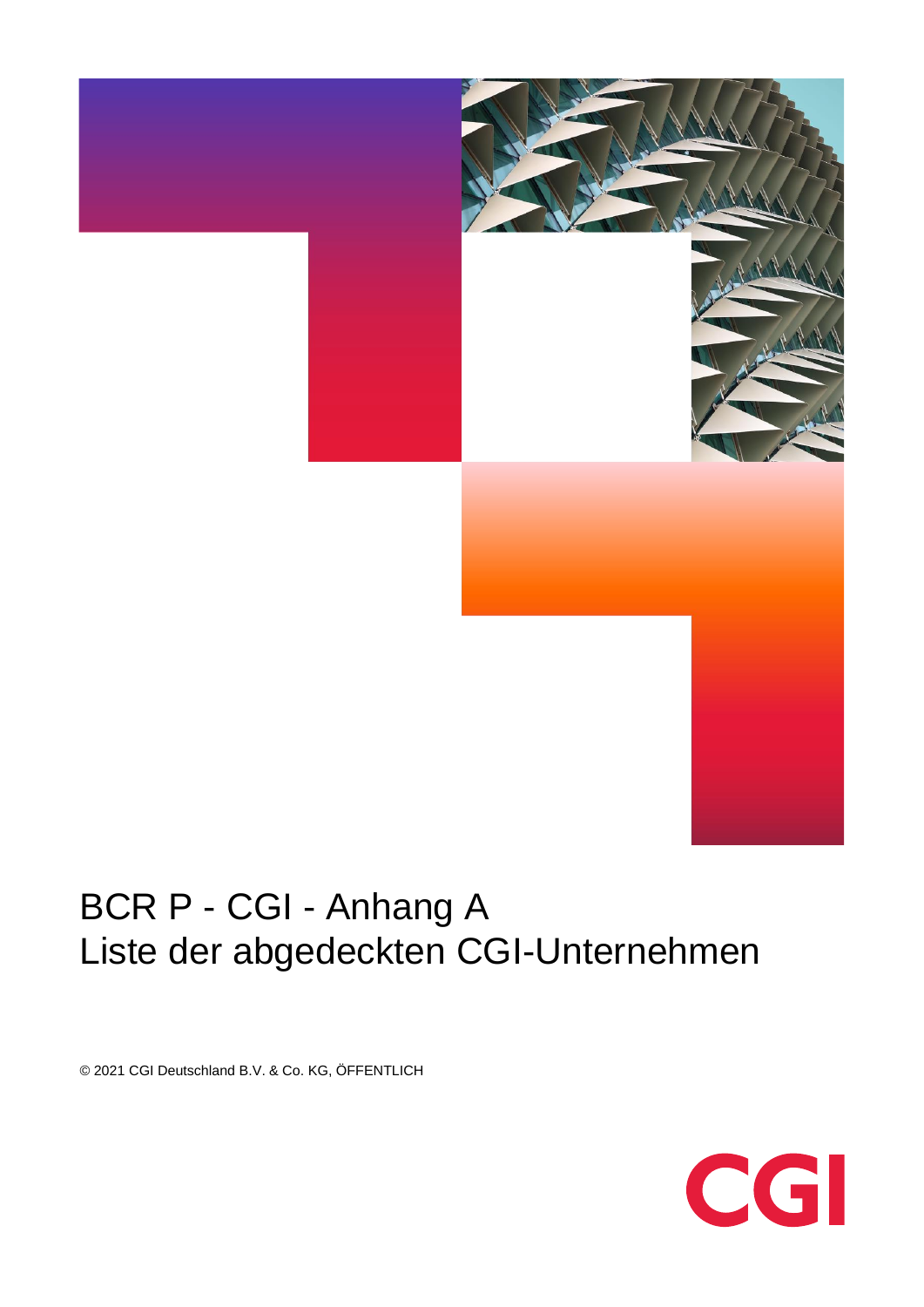# BCR P - CGI - Anhang A
# Liste der abgedeckten CGI-Unternehmen

© 2021 CGI Deutschland B.V. & Co. KG, ÖFFENTLICH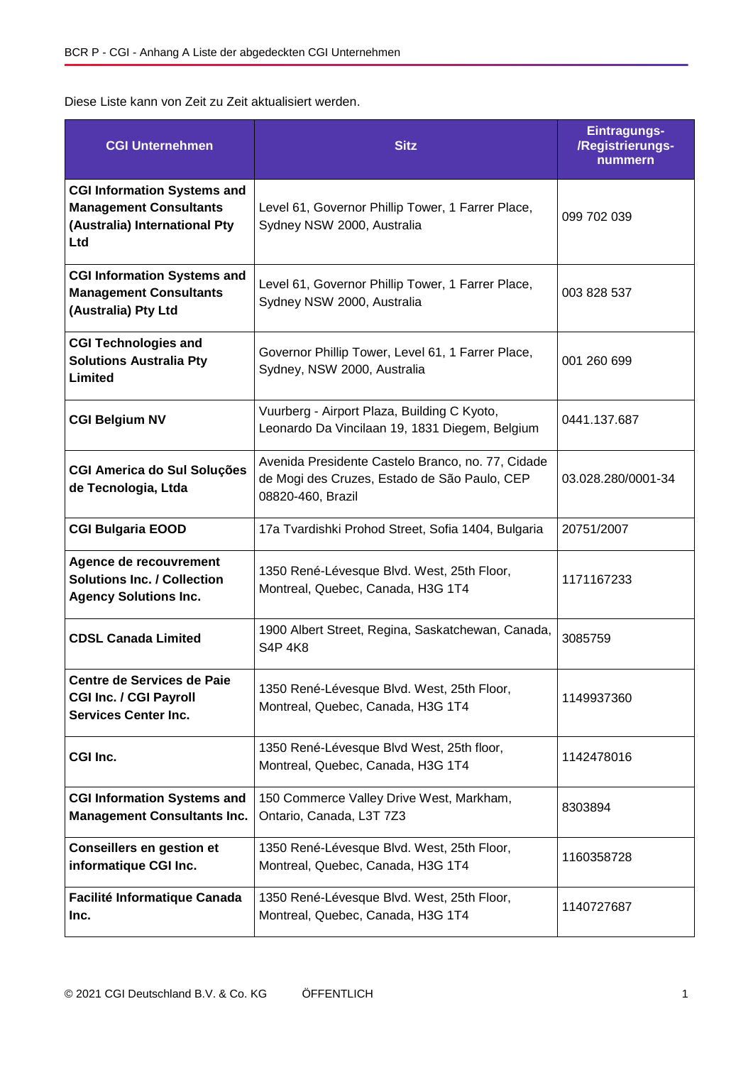Diese Liste kann von Zeit zu Zeit aktualisiert werden.

| CGI Unternehmen | Sitz | Eintragungs-/Registrierungs-nummern |
|---|---|---|
| **CGI Information Systems and Management Consultants (Australia) International Pty Ltd** | Level 61, Governor Phillip Tower, 1 Farrer Place, Sydney NSW 2000, Australia | 099 702 039 |
| **CGI Information Systems and Management Consultants (Australia) Pty Ltd** | Level 61, Governor Phillip Tower, 1 Farrer Place, Sydney NSW 2000, Australia | 003 828 537 |
| **CGI Technologies and Solutions Australia Pty Limited** | Governor Phillip Tower, Level 61, 1 Farrer Place, Sydney, NSW 2000, Australia | 001 260 699 |
| **CGI Belgium NV** | Vuurberg - Airport Plaza, Building C Kyoto, Leonardo Da Vincilaan 19, 1831 Diegem, Belgium | 0441.137.687 |
| **CGI America do Sul Soluções de Tecnologia, Ltda** | Avenida Presidente Castelo Branco, no. 77, Cidade de Mogi des Cruzes, Estado de São Paulo, CEP 08820-460, Brazil | 03.028.280/0001-34 |
| **CGI Bulgaria EOOD** | 17a Tvardishki Prohod Street, Sofia 1404, Bulgaria | 20751/2007 |
| **Agence de recouvrement Solutions Inc. / Collection Agency Solutions Inc.** | 1350 René-Lévesque Blvd. West, 25th Floor, Montreal, Quebec, Canada, H3G 1T4 | 1171167233 |
| **CDSL Canada Limited** | 1900 Albert Street, Regina, Saskatchewan, Canada, S4P 4K8 | 3085759 |
| **Centre de Services de Paie CGI Inc. / CGI Payroll Services Center Inc.** | 1350 René-Lévesque Blvd. West, 25th Floor, Montreal, Quebec, Canada, H3G 1T4 | 1149937360 |
| **CGI Inc.** | 1350 René-Lévesque Blvd West, 25th floor, Montreal, Quebec, Canada, H3G 1T4 | 1142478016 |
| **CGI Information Systems and Management Consultants Inc.** | 150 Commerce Valley Drive West, Markham, Ontario, Canada, L3T 7Z3 | 8303894 |
| **Conseillers en gestion et informatique CGI Inc.** | 1350 René-Lévesque Blvd. West, 25th Floor, Montreal, Quebec, Canada, H3G 1T4 | 1160358728 |
| **Facilité Informatique Canada Inc.** | 1350 René-Lévesque Blvd. West, 25th Floor, Montreal, Quebec, Canada, H3G 1T4 | 1140727687 |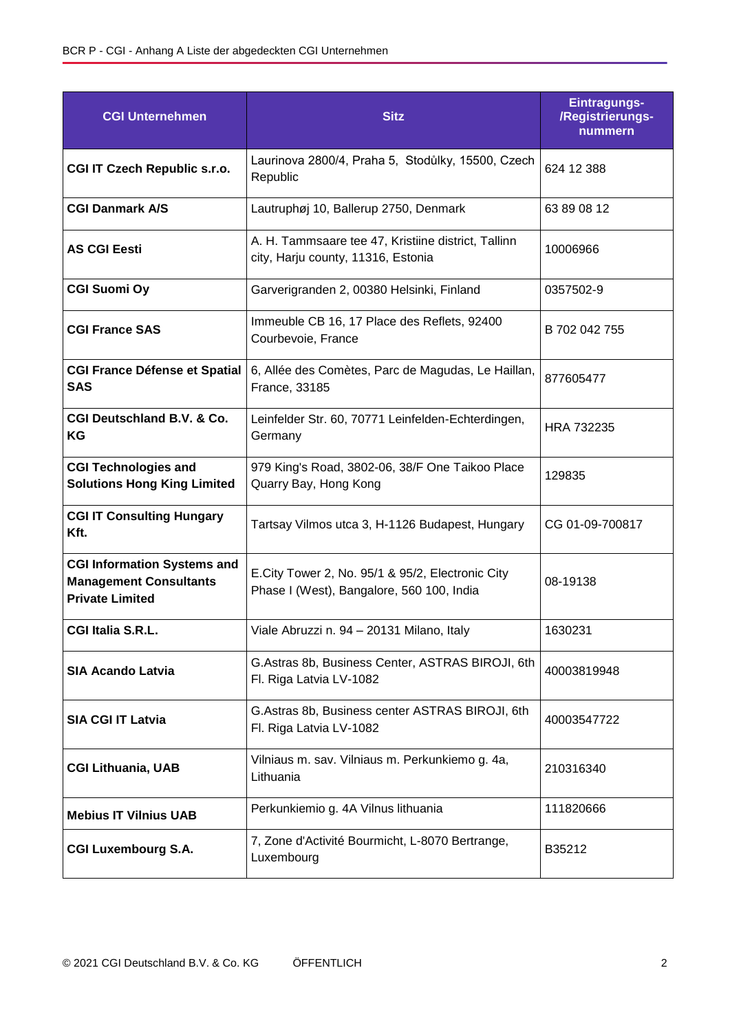| CGI Unternehmen | Sitz | Eintragungs- /Registrierungs- nummern |
|---|---|---|
| **CGI IT Czech Republic s.r.o.** | Laurinova 2800/4, Praha 5, Stodůlky, 15500, Czech Republic | 624 12 388 |
| **CGI Danmark A/S** | Lautruphøj 10, Ballerup 2750, Denmark | 63 89 08 12 |
| **AS CGI Eesti** | A. H. Tammsaare tee 47, Kristiine district, Tallinn city, Harju county, 11316, Estonia | 10006966 |
| **CGI Suomi Oy** | Garverigranden 2, 00380 Helsinki, Finland | 0357502-9 |
| **CGI France SAS** | Immeuble CB 16, 17 Place des Reflets, 92400 Courbevoie, France | B 702 042 755 |
| **CGI France Défense et Spatial SAS** | 6, Allée des Comètes, Parc de Magudas, Le Haillan, France, 33185 | 877605477 |
| **CGI Deutschland B.V. & Co. KG** | Leinfelder Str. 60, 70771 Leinfelden-Echterdingen, Germany | HRA 732235 |
| **CGI Technologies and Solutions Hong King Limited** | 979 King's Road, 3802-06, 38/F One Taikoo Place Quarry Bay, Hong Kong | 129835 |
| **CGI IT Consulting Hungary Kft.** | Tartsay Vilmos utca 3, H-1126 Budapest, Hungary | CG 01-09-700817 |
| **CGI Information Systems and Management Consultants Private Limited** | E.City Tower 2, No. 95/1 & 95/2, Electronic City Phase I (West), Bangalore, 560 100, India | 08-19138 |
| **CGI Italia S.R.L.** | Viale Abruzzi n. 94 – 20131 Milano, Italy | 1630231 |
| **SIA Acando Latvia** | G.Astras 8b, Business Center, ASTRAS BIROJI, 6th Fl. Riga Latvia LV-1082 | 40003819948 |
| **SIA CGI IT Latvia** | G.Astras 8b, Business center ASTRAS BIROJI, 6th Fl. Riga Latvia LV-1082 | 40003547722 |
| **CGI Lithuania, UAB** | Vilniaus m. sav. Vilniaus m. Perkunkiemo g. 4a, Lithuania | 210316340 |
| **Mebius IT Vilnius UAB** | Perkunkiemio g. 4A Vilnus lithuania | 111820666 |
| **CGI Luxembourg S.A.** | 7, Zone d'Activité Bourmicht, L-8070 Bertrange, Luxembourg | B35212 |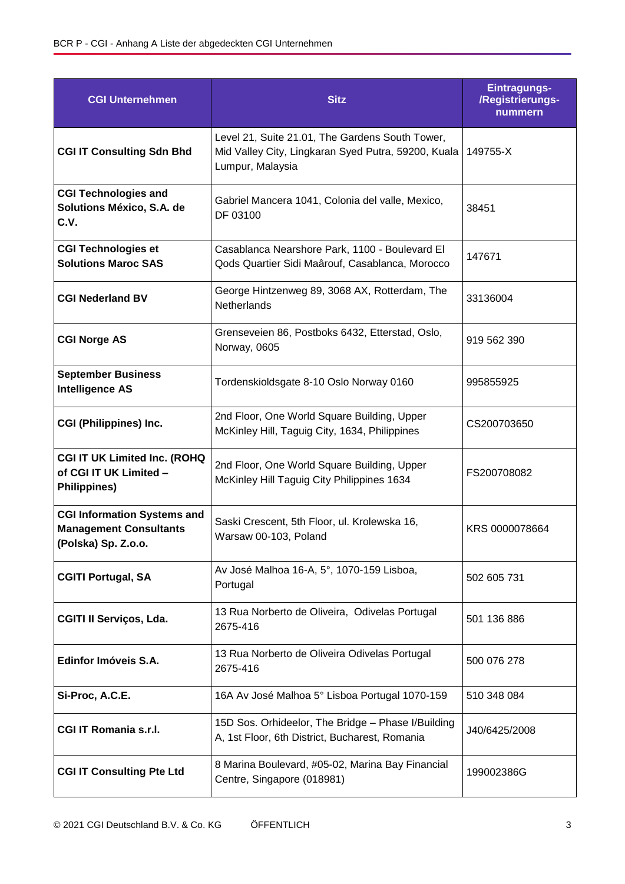| CGI Unternehmen | Sitz | Eintragungs-/Registrierungs-nummern |
|---|---|---|
| **CGI IT Consulting Sdn Bhd** | Level 21, Suite 21.01, The Gardens South Tower, Mid Valley City, Lingkaran Syed Putra, 59200, Kuala Lumpur, Malaysia | 149755-X |
| **CGI Technologies and Solutions México, S.A. de C.V.** | Gabriel Mancera 1041, Colonia del valle, Mexico, DF 03100 | 38451 |
| **CGI Technologies et Solutions Maroc SAS** | Casablanca Nearshore Park, 1100 - Boulevard El Qods Quartier Sidi Maârouf, Casablanca, Morocco | 147671 |
| **CGI Nederland BV** | George Hintzenweg 89, 3068 AX, Rotterdam, The Netherlands | 33136004 |
| **CGI Norge AS** | Grenseveien 86, Postboks 6432, Etterstad, Oslo, Norway, 0605 | 919 562 390 |
| **September Business Intelligence AS** | Tordenskioldsgate 8-10 Oslo Norway 0160 | 995855925 |
| **CGI (Philippines) Inc.** | 2nd Floor, One World Square Building, Upper McKinley Hill, Taguig City, 1634, Philippines | CS200703650 |
| **CGI IT UK Limited Inc. (ROHQ of CGI IT UK Limited – Philippines)** | 2nd Floor, One World Square Building, Upper McKinley Hill Taguig City Philippines 1634 | FS200708082 |
| **CGI Information Systems and Management Consultants (Polska) Sp. Z.o.o.** | Saski Crescent, 5th Floor, ul. Krolewska 16, Warsaw 00-103, Poland | KRS 0000078664 |
| **CGITI Portugal, SA** | Av José Malhoa 16-A, 5°, 1070-159 Lisboa, Portugal | 502 605 731 |
| **CGITI II Serviços, Lda.** | 13 Rua Norberto de Oliveira, Odivelas Portugal 2675-416 | 501 136 886 |
| **Edinfor Imóveis S.A.** | 13 Rua Norberto de Oliveira Odivelas Portugal 2675-416 | 500 076 278 |
| **Si-Proc, A.C.E.** | 16A Av José Malhoa 5° Lisboa Portugal 1070-159 | 510 348 084 |
| **CGI IT Romania s.r.l.** | 15D Sos. Orhideelor, The Bridge – Phase I/Building A, 1st Floor, 6th District, Bucharest, Romania | J40/6425/2008 |
| **CGI IT Consulting Pte Ltd** | 8 Marina Boulevard, #05-02, Marina Bay Financial Centre, Singapore (018981) | 199002386G |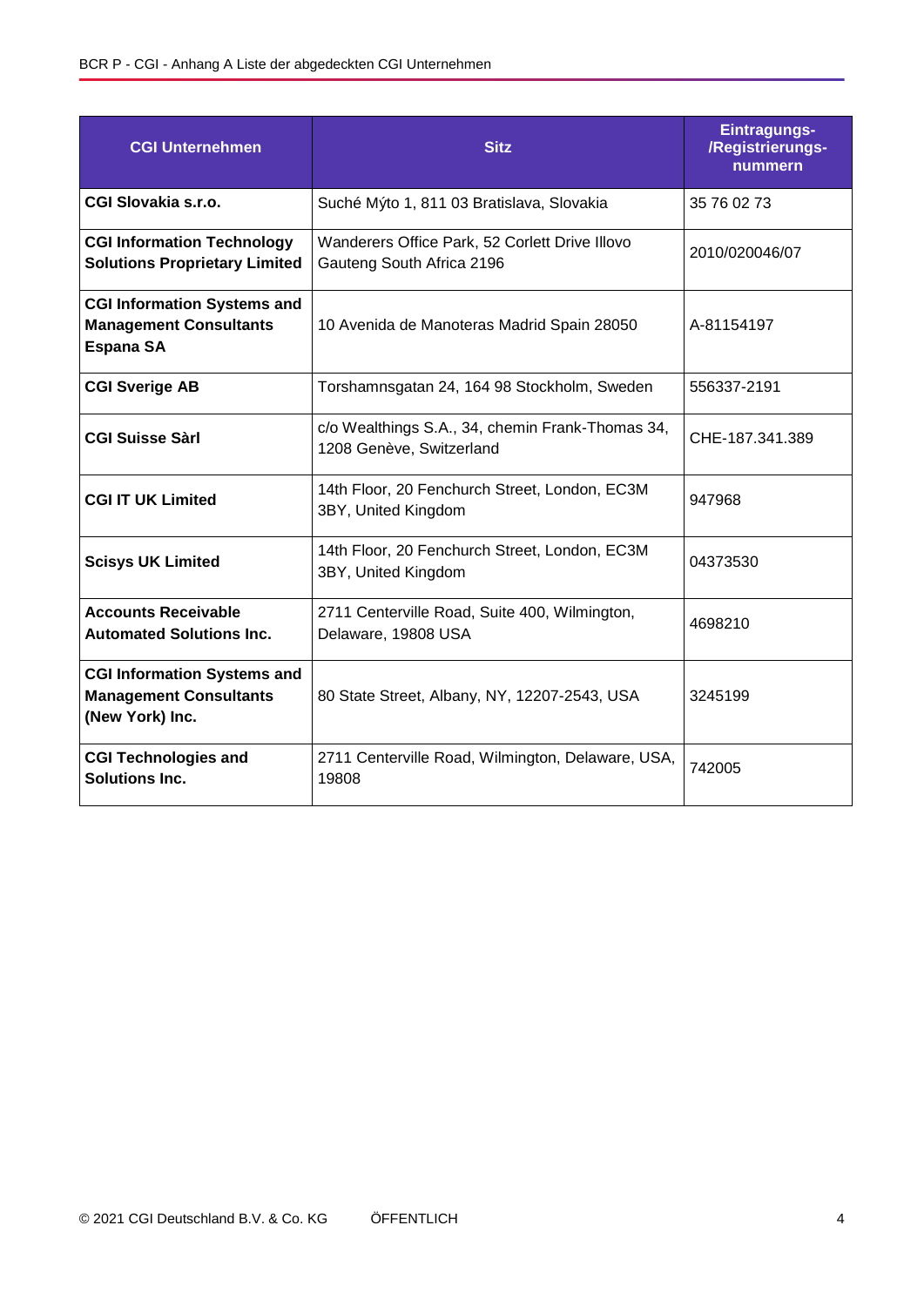| CGI Unternehmen | Sitz | Eintragungs-/Registrierungs-nummern |
|---|---|---|
| **CGI Slovakia s.r.o.** | Suché Mýto 1, 811 03 Bratislava, Slovakia | 35 76 02 73 |
| **CGI Information Technology Solutions Proprietary Limited** | Wanderers Office Park, 52 Corlett Drive Illovo Gauteng South Africa 2196 | 2010/020046/07 |
| **CGI Information Systems and Management Consultants Espana SA** | 10 Avenida de Manoteras Madrid Spain 28050 | A-81154197 |
| **CGI Sverige AB** | Torshamnsgatan 24, 164 98 Stockholm, Sweden | 556337-2191 |
| **CGI Suisse Sàrl** | c/o Wealthings S.A., 34, chemin Frank-Thomas 34, 1208 Genève, Switzerland | CHE-187.341.389 |
| **CGI IT UK Limited** | 14th Floor, 20 Fenchurch Street, London, EC3M 3BY, United Kingdom | 947968 |
| **Scisys UK Limited** | 14th Floor, 20 Fenchurch Street, London, EC3M 3BY, United Kingdom | 04373530 |
| **Accounts Receivable Automated Solutions Inc.** | 2711 Centerville Road, Suite 400, Wilmington, Delaware, 19808 USA | 4698210 |
| **CGI Information Systems and Management Consultants (New York) Inc.** | 80 State Street, Albany, NY, 12207-2543, USA | 3245199 |
| **CGI Technologies and Solutions Inc.** | 2711 Centerville Road, Wilmington, Delaware, USA, 19808 | 742005 |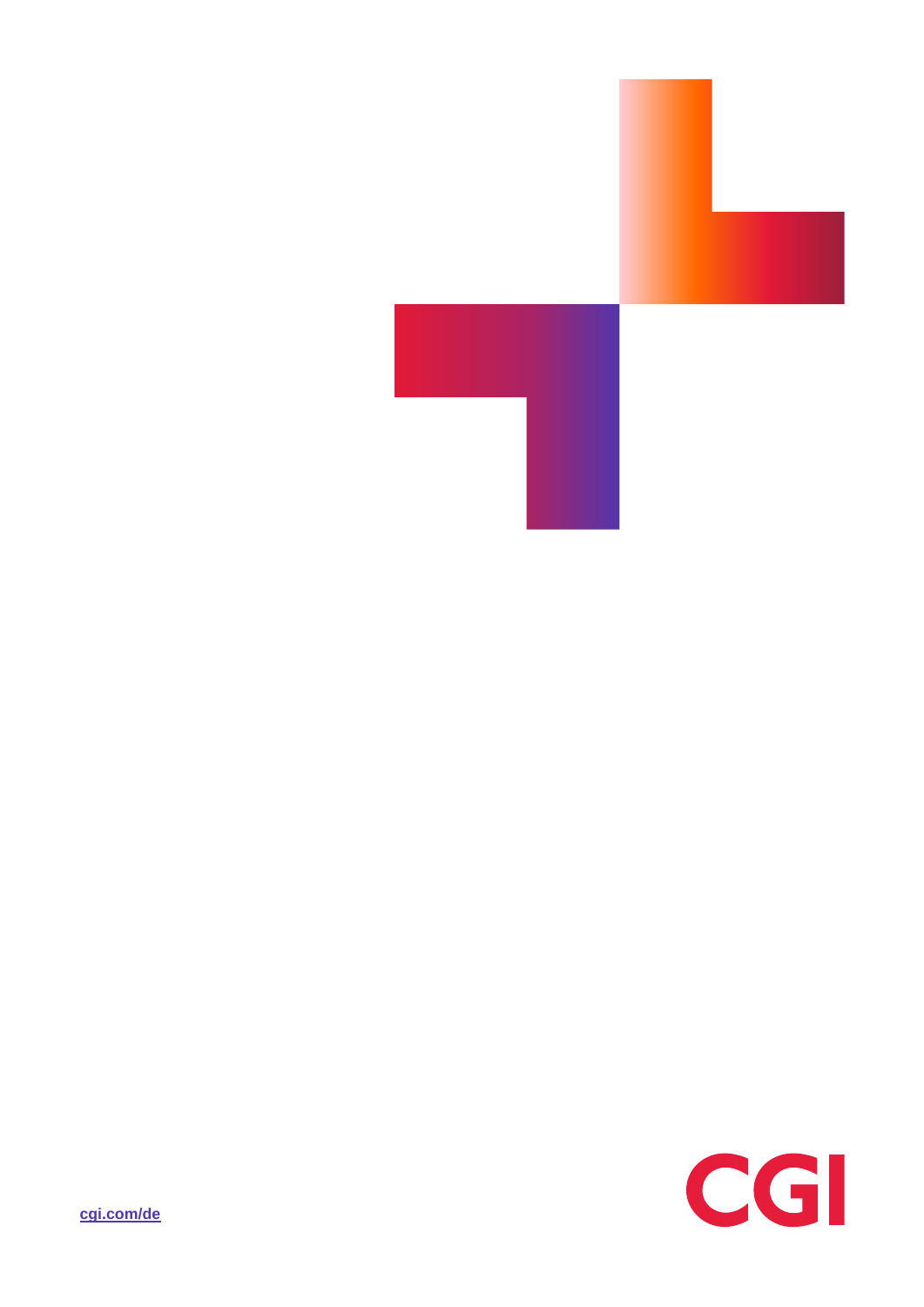cgi.com/de

CGI